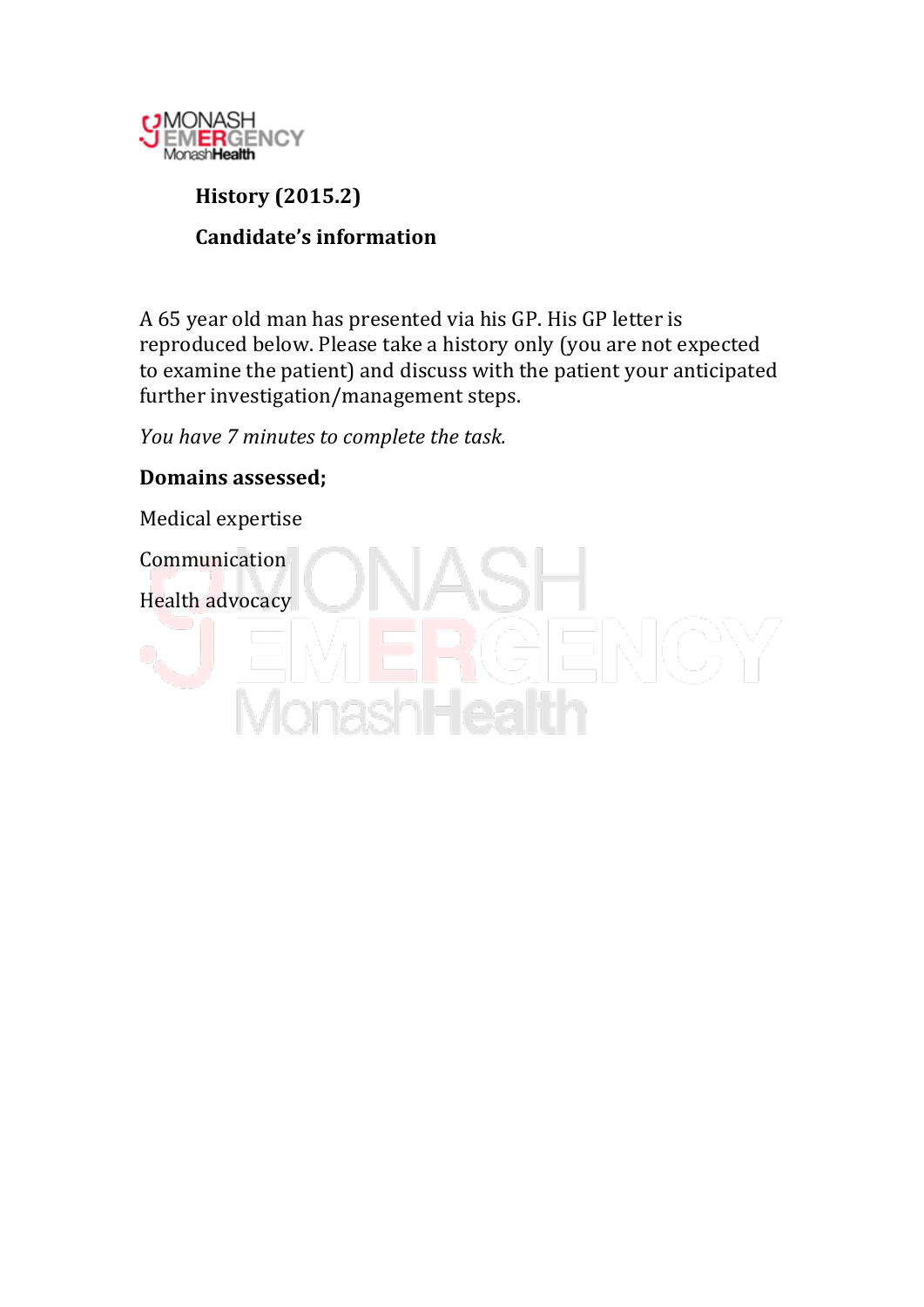**History (2015.2)**

**Candidate's information**

A 65 year old man has presented via his GP. His GP letter is reproduced below. Please take a history only (you are not expected to examine the patient) and discuss with the patient your anticipated further investigation/management steps.

*You have 7 minutes to complete the task.*

**Domains assessed;**

Medical expertise

Communication

Health advocacy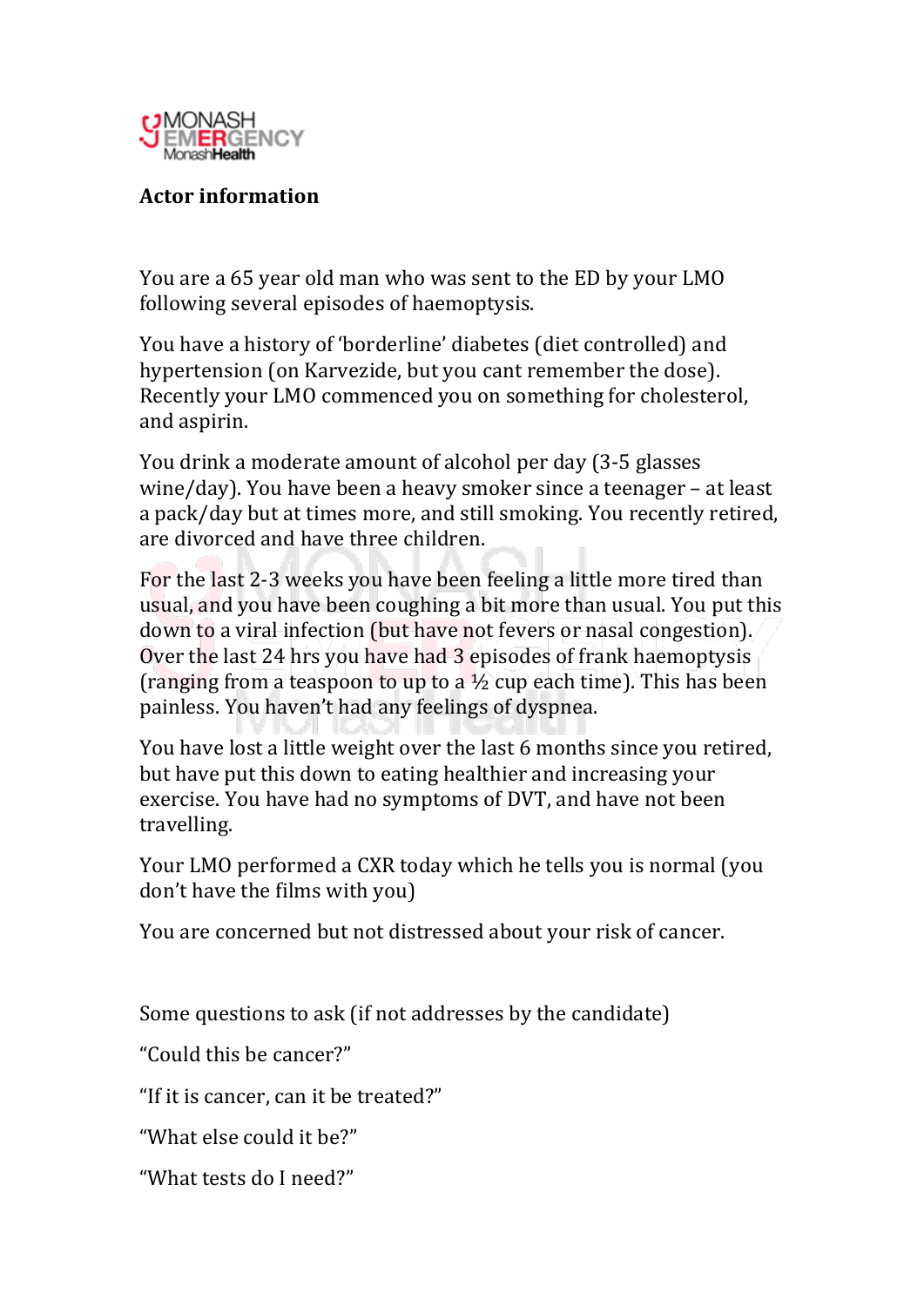**Actor information**

You are a 65 year old man who was sent to the ED by your LMO following several episodes of haemoptysis.

You have a history of 'borderline' diabetes (diet controlled) and hypertension (on Karvezide, but you cant remember the dose). Recently your LMO commenced you on something for cholesterol, and aspirin.

You drink a moderate amount of alcohol per day (3-5 glasses wine/day). You have been a heavy smoker since a teenager – at least a pack/day but at times more, and still smoking. You recently retired, are divorced and have three children.

For the last 2-3 weeks you have been feeling a little more tired than usual, and you have been coughing a bit more than usual. You put this down to a viral infection (but have not fevers or nasal congestion). Over the last 24 hrs you have had 3 episodes of frank haemoptysis (ranging from a teaspoon to up to a ½ cup each time). This has been painless. You haven't had any feelings of dyspnea.

You have lost a little weight over the last 6 months since you retired, but have put this down to eating healthier and increasing your exercise. You have had no symptoms of DVT, and have not been travelling.

Your LMO performed a CXR today which he tells you is normal (you don't have the films with you)

You are concerned but not distressed about your risk of cancer.

Some questions to ask (if not addresses by the candidate)

"Could this be cancer?"

"If it is cancer, can it be treated?"

"What else could it be?"

"What tests do I need?"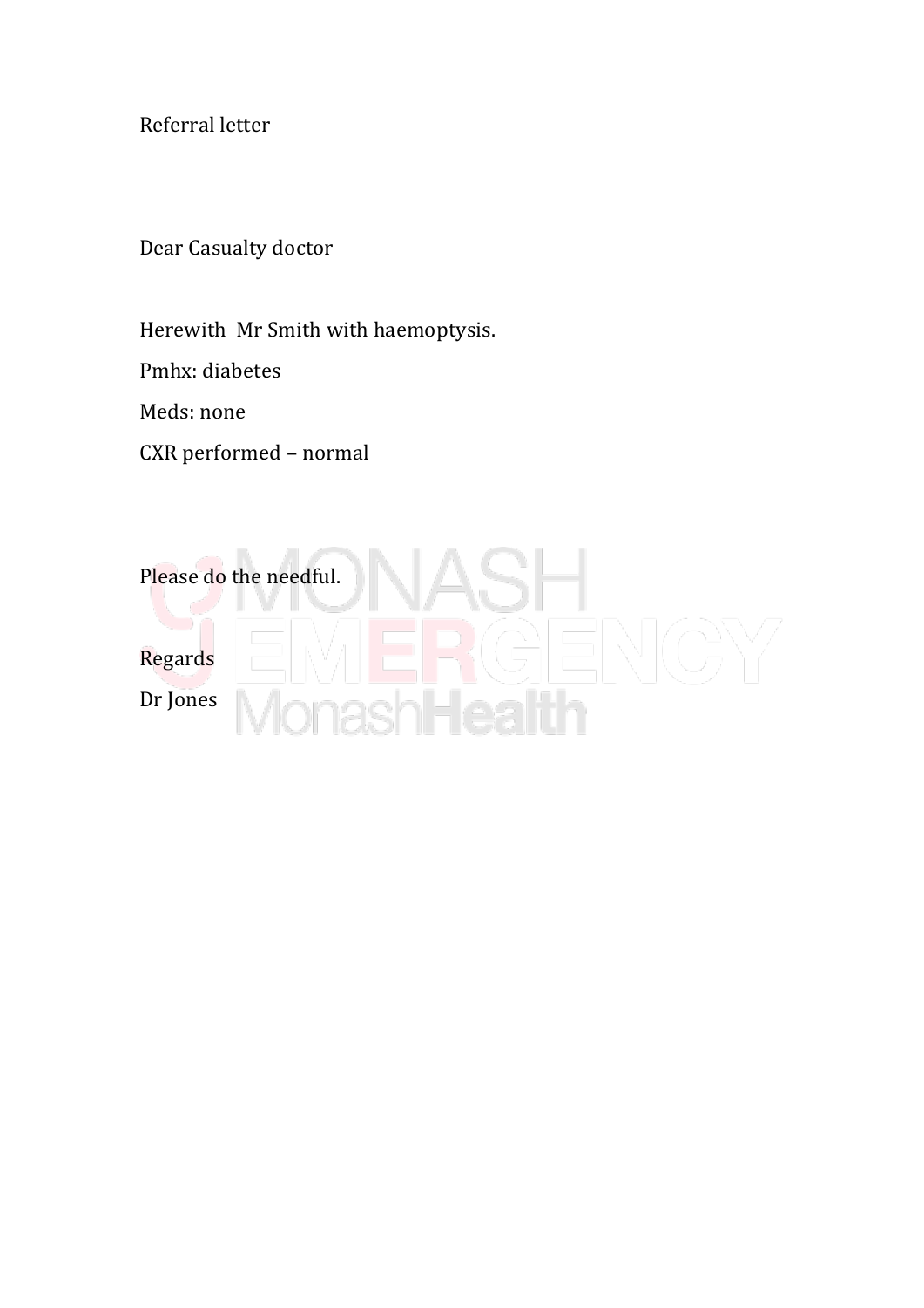Referral letter

Dear Casualty doctor

Herewith Mr Smith with haemoptysis.

Pmhx: diabetes

Meds: none

CXR performed – normal

Please do the needful.

Regards

Dr Jones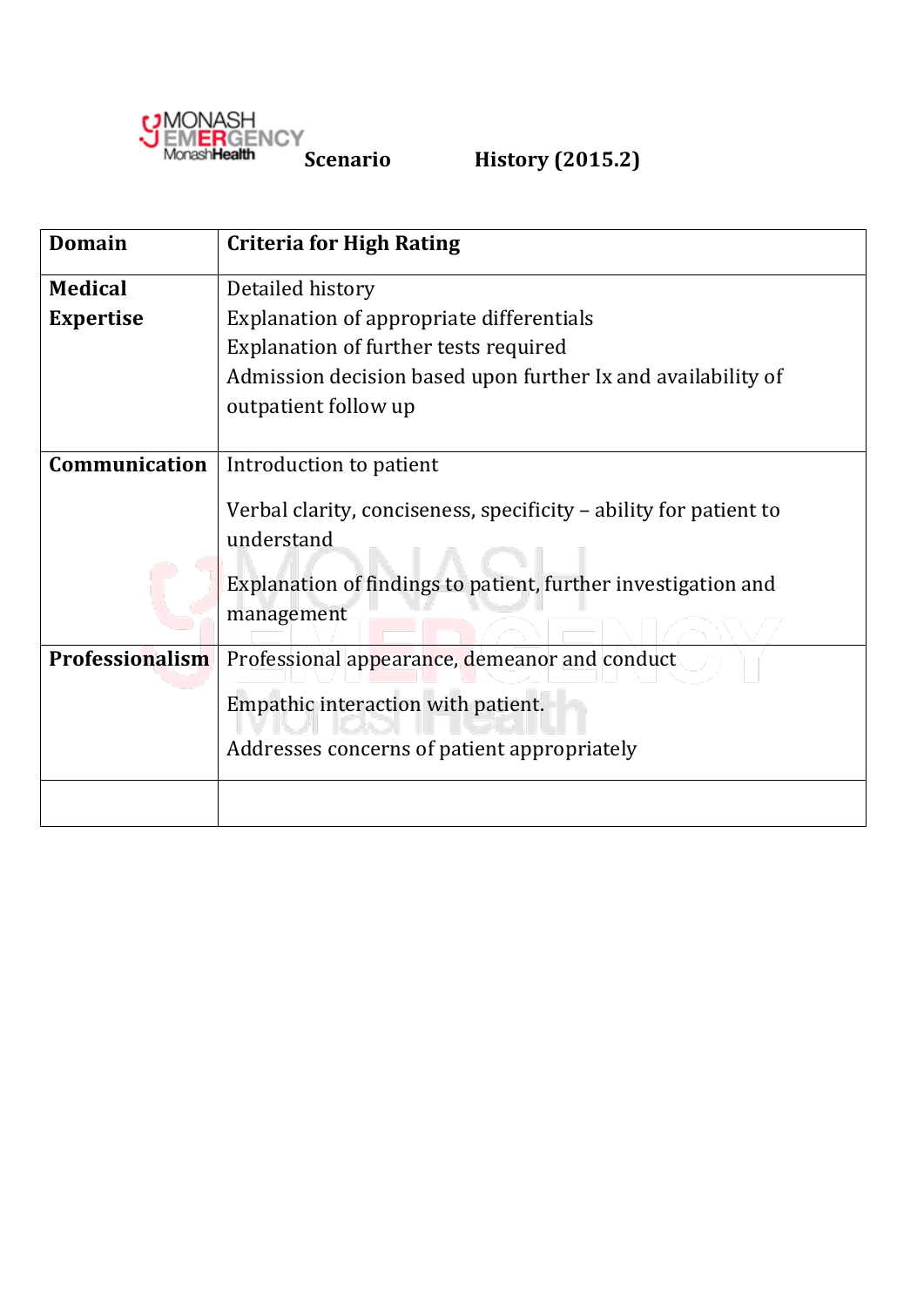**Scenario** **History (2015.2)**

| Domain | Criteria for High Rating |
| --- | --- |
| **Medical Expertise** | Detailed history<br>Explanation of appropriate differentials<br>Explanation of further tests required<br>Admission decision based upon further Ix and availability of outpatient follow up |
| **Communication** | Introduction to patient<br><br>Verbal clarity, conciseness, specificity – ability for patient to understand<br><br>Explanation of findings to patient, further investigation and management |
| **Professionalism** | Professional appearance, demeanor and conduct<br><br>Empathic interaction with patient.<br><br>Addresses concerns of patient appropriately |
| | |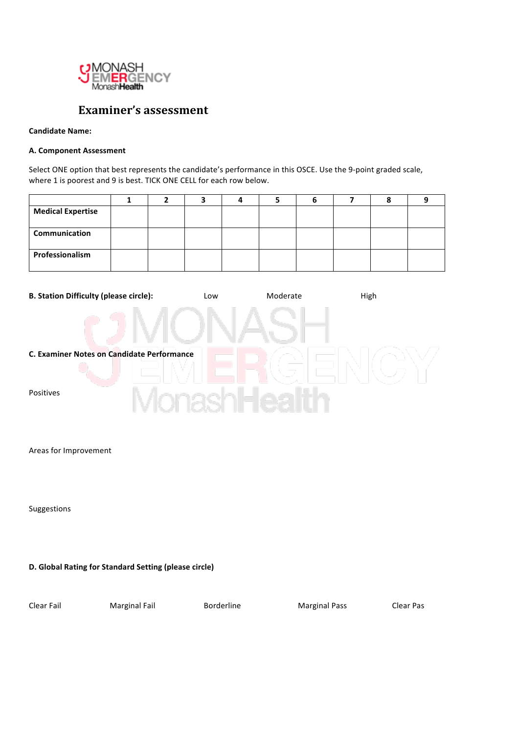# Examiner's assessment

**Candidate Name:**

**A. Component Assessment**

Select ONE option that best represents the candidate's performance in this OSCE. Use the 9-point graded scale, where 1 is poorest and 9 is best. TICK ONE CELL for each row below.

| | 1 | 2 | 3 | 4 | 5 | 6 | 7 | 8 | 9 |
|---|---|---|---|---|---|---|---|---|---|
| **Medical Expertise** | | | | | | | | | |
| **Communication** | | | | | | | | | |
| **Professionalism** | | | | | | | | | |

**B. Station Difficulty (please circle):** Low Moderate High

**C. Examiner Notes on Candidate Performance**

Positives

Areas for Improvement

Suggestions

**D. Global Rating for Standard Setting (please circle)**

Clear Fail Marginal Fail Borderline Marginal Pass Clear Pas